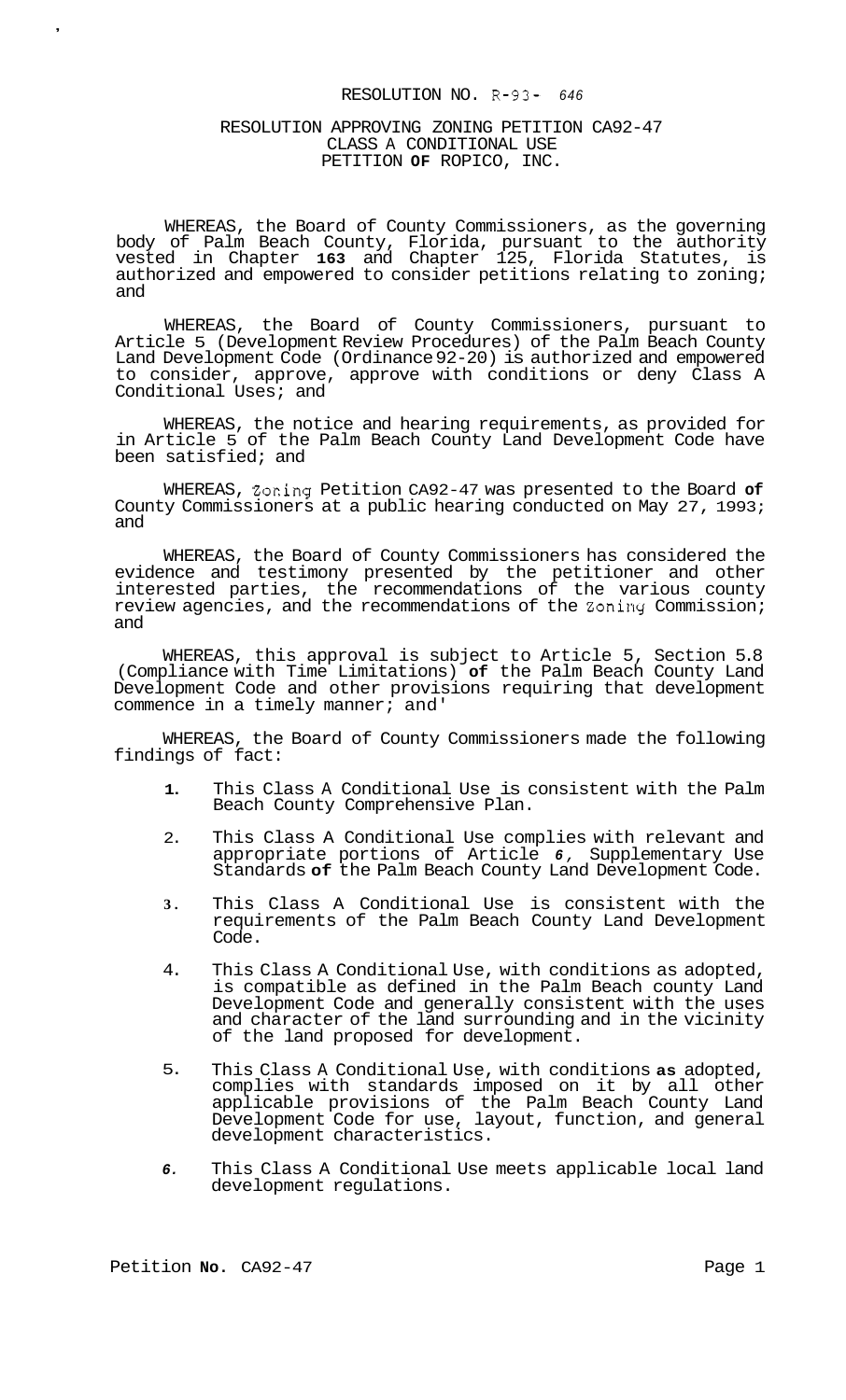RESOLUTION NO. R-93- 646

RESOLUTION APPROVING ZONING PETITION CA92-47
CLASS A CONDITIONAL USE
PETITION OF ROPICO, INC.

WHEREAS, the Board of County Commissioners, as the governing body of Palm Beach County, Florida, pursuant to the authority vested in Chapter 163 and Chapter 125, Florida Statutes, is authorized and empowered to consider petitions relating to zoning; and

WHEREAS, the Board of County Commissioners, pursuant to Article 5 (Development Review Procedures) of the Palm Beach County Land Development Code (Ordinance 92-20) is authorized and empowered to consider, approve, approve with conditions or deny Class A Conditional Uses; and

WHEREAS, the notice and hearing requirements, as provided for in Article 5 of the Palm Beach County Land Development Code have been satisfied; and

WHEREAS, Zoning Petition CA92-47 was presented to the Board of County Commissioners at a public hearing conducted on May 27, 1993; and

WHEREAS, the Board of County Commissioners has considered the evidence and testimony presented by the petitioner and other interested parties, the recommendations of the various county review agencies, and the recommendations of the Zoning Commission; and

WHEREAS, this approval is subject to Article 5, Section 5.8 (Compliance with Time Limitations) of the Palm Beach County Land Development Code and other provisions requiring that development commence in a timely manner; and'

WHEREAS, the Board of County Commissioners made the following findings of fact:

1. This Class A Conditional Use is consistent with the Palm Beach County Comprehensive Plan.

2. This Class A Conditional Use complies with relevant and appropriate portions of Article 6, Supplementary Use Standards of the Palm Beach County Land Development Code.

3. This Class A Conditional Use is consistent with the requirements of the Palm Beach County Land Development Code.

4. This Class A Conditional Use, with conditions as adopted, is compatible as defined in the Palm Beach county Land Development Code and generally consistent with the uses and character of the land surrounding and in the vicinity of the land proposed for development.

5. This Class A Conditional Use, with conditions as adopted, complies with standards imposed on it by all other applicable provisions of the Palm Beach County Land Development Code for use, layout, function, and general development characteristics.

6. This Class A Conditional Use meets applicable local land development regulations.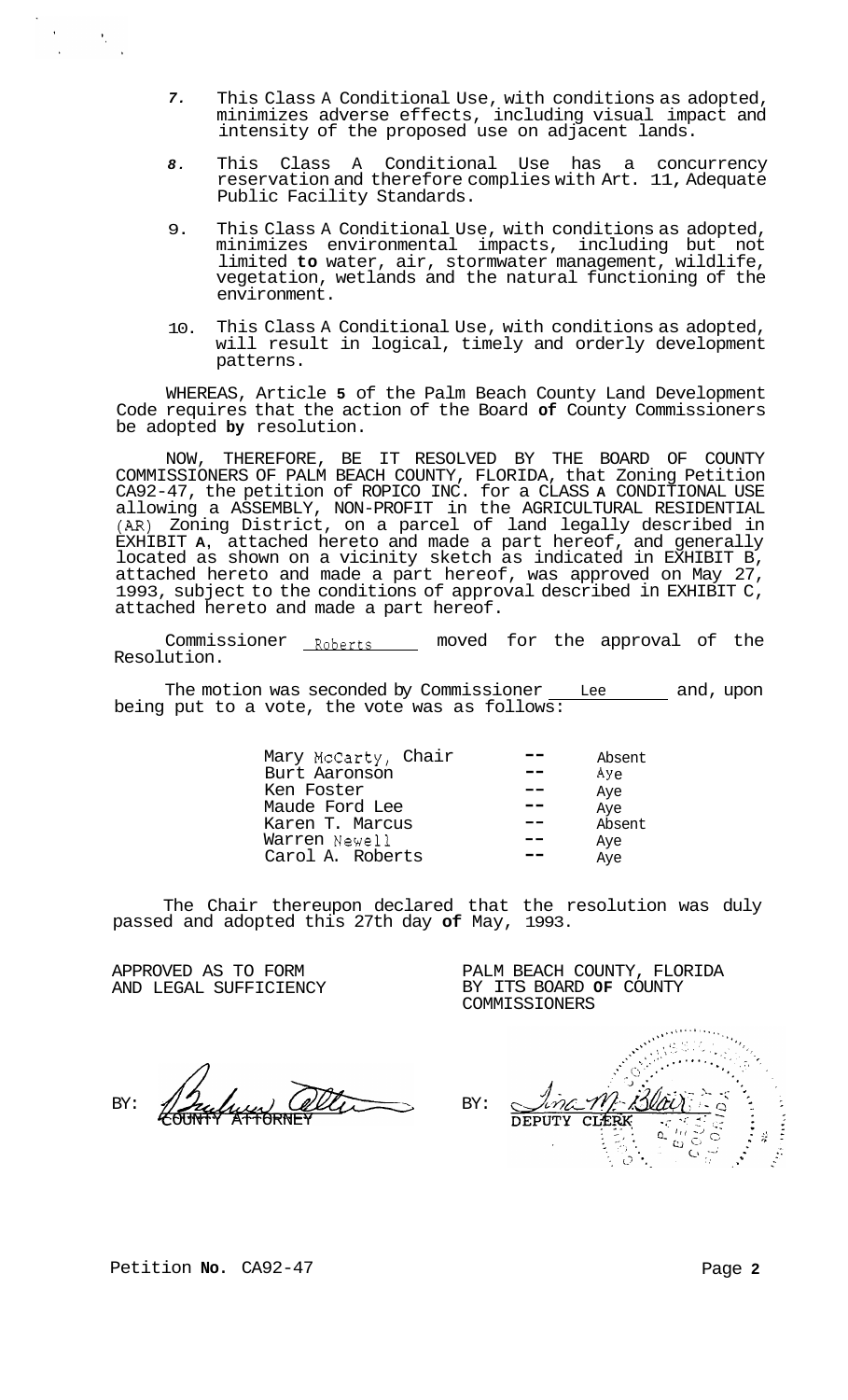7. This Class A Conditional Use, with conditions as adopted, minimizes adverse effects, including visual impact and intensity of the proposed use on adjacent lands.

8. This Class A Conditional Use has a concurrency reservation and therefore complies with Art. 11, Adequate Public Facility Standards.

9. This Class A Conditional Use, with conditions as adopted, minimizes environmental impacts, including but not limited to water, air, stormwater management, wildlife, vegetation, wetlands and the natural functioning of the environment.

10. This Class A Conditional Use, with conditions as adopted, will result in logical, timely and orderly development patterns.

WHEREAS, Article 5 of the Palm Beach County Land Development Code requires that the action of the Board of County Commissioners be adopted by resolution.

NOW, THEREFORE, BE IT RESOLVED BY THE BOARD OF COUNTY COMMISSIONERS OF PALM BEACH COUNTY, FLORIDA, that Zoning Petition CA92-47, the petition of ROPICO INC. for a CLASS A CONDITIONAL USE allowing a ASSEMBLY, NON-PROFIT in the AGRICULTURAL RESIDENTIAL (AR) Zoning District, on a parcel of land legally described in EXHIBIT A, attached hereto and made a part hereof, and generally located as shown on a vicinity sketch as indicated in EXHIBIT B, attached hereto and made a part hereof, was approved on May 27, 1993, subject to the conditions of approval described in EXHIBIT C, attached hereto and made a part hereof.

Commissioner Roberts moved for the approval of the Resolution.

The motion was seconded by Commissioner Lee and, upon being put to a vote, the vote was as follows:

| | | |
|---|---|---|
| Mary McCarty, Chair | -- | Absent |
| Burt Aaronson | -- | Aye |
| Ken Foster | -- | Aye |
| Maude Ford Lee | -- | Aye |
| Karen T. Marcus | -- | Absent |
| Warren Newell | -- | Aye |
| Carol A. Roberts | -- | Aye |

The Chair thereupon declared that the resolution was duly passed and adopted this 27th day of May, 1993.

APPROVED AS TO FORM AND LEGAL SUFFICIENCY

BY: COUNTY ATTORNEY

PALM BEACH COUNTY, FLORIDA BY ITS BOARD OF COUNTY COMMISSIONERS

BY: DEPUTY CLERK

Petition No. CA92-47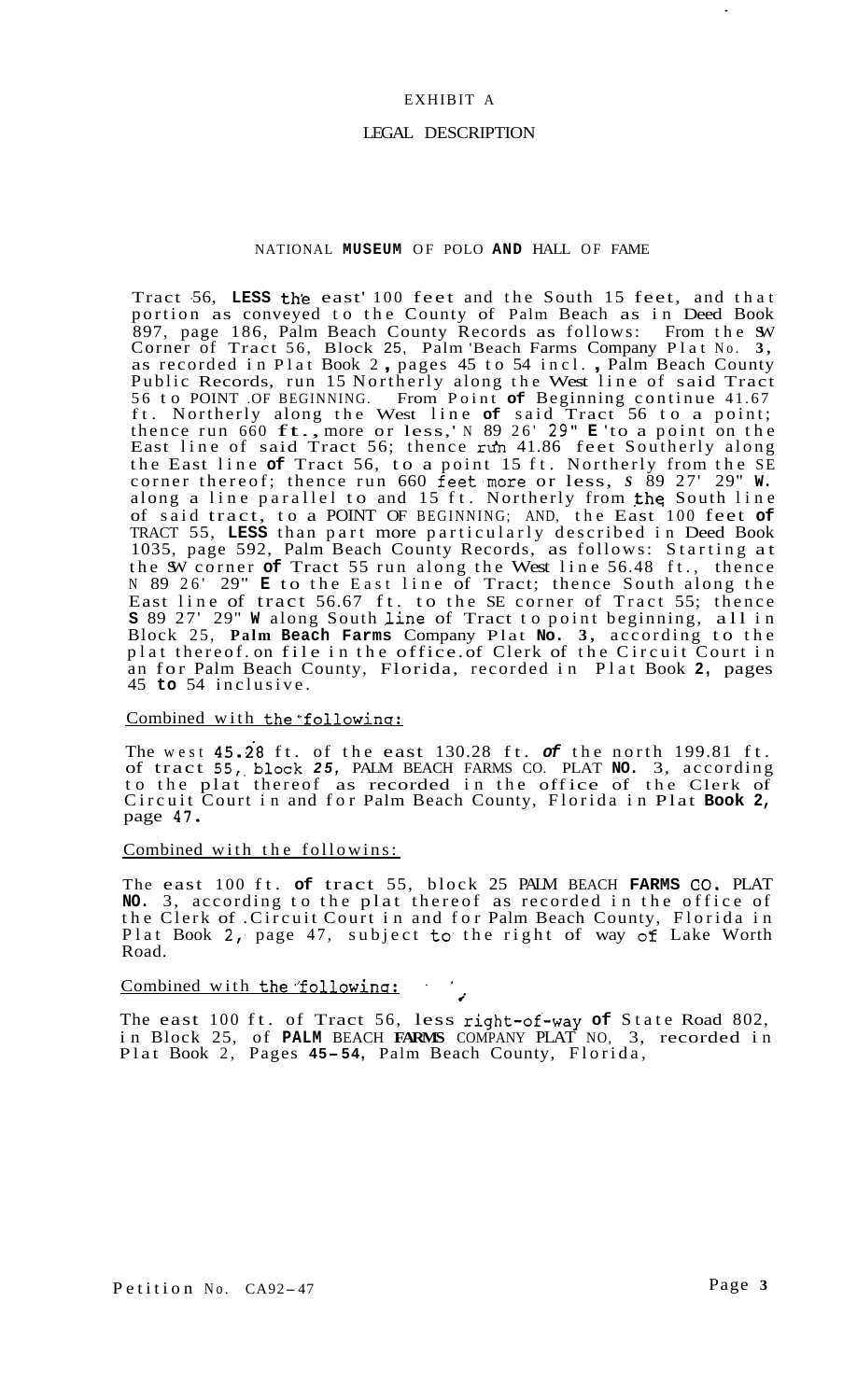# EXHIBIT A

## LEGAL DESCRIPTION

### NATIONAL MUSEUM OF POLO AND HALL OF FAME

Tract 56, LESS the east 100 feet and the South 15 feet, and that portion as conveyed to the County of Palm Beach as in Deed Book 897, page 186, Palm Beach County Records as follows: From the SW Corner of Tract 56, Block 25, Palm Beach Farms Company Plat No. 3, as recorded in Plat Book 2, pages 45 to 54 incl., Palm Beach County Public Records, run 15 Northerly along the West line of said Tract 56 to POINT OF BEGINNING. From Point of Beginning continue 41.67 ft. Northerly along the West line of said Tract 56 to a point; thence run 660 ft., more or less, N 89 26' 29" E to a point on the East line of said Tract 56; thence run 41.86 feet Southerly along the East line of Tract 56, to a point 15 ft. Northerly from the SE corner thereof; thence run 660 feet more or less, S 89 27' 29" W. along a line parallel to and 15 ft. Northerly from the South line of said tract, to a POINT OF BEGINNING; AND, the East 100 feet of TRACT 55, LESS than part more particularly described in Deed Book 1035, page 592, Palm Beach County Records, as follows: Starting at the SW corner of Tract 55 run along the West line 56.48 ft., thence N 89 26' 29" E to the East line of Tract; thence South along the East line of tract 56.67 ft. to the SE corner of Tract 55; thence S 89 27' 29" W along South line of Tract to point beginning, all in Block 25, Palm Beach Farms Company Plat No. 3, according to the plat thereof on file in the office of Clerk of the Circuit Court in an for Palm Beach County, Florida, recorded in Plat Book 2, pages 45 to 54 inclusive.

Combined with the following:

The west 45.28 ft. of the east 130.28 ft. of the north 199.81 ft. of tract 55, block 25, PALM BEACH FARMS CO. PLAT NO. 3, according to the plat thereof as recorded in the office of the Clerk of Circuit Court in and for Palm Beach County, Florida in Plat Book 2, page 47.

Combined with the followins:

The east 100 ft. of tract 55, block 25 PALM BEACH FARMS CO. PLAT NO. 3, according to the plat thereof as recorded in the office of the Clerk of Circuit Court in and for Palm Beach County, Florida in Plat Book 2, page 47, subject to the right of way of Lake Worth Road.

Combined with the following:

The east 100 ft. of Tract 56, less right-of-way of State Road 802, in Block 25, of PALM BEACH FARMS COMPANY PLAT NO, 3, recorded in Plat Book 2, Pages 45-54, Palm Beach County, Florida,

Petition No. CA92-47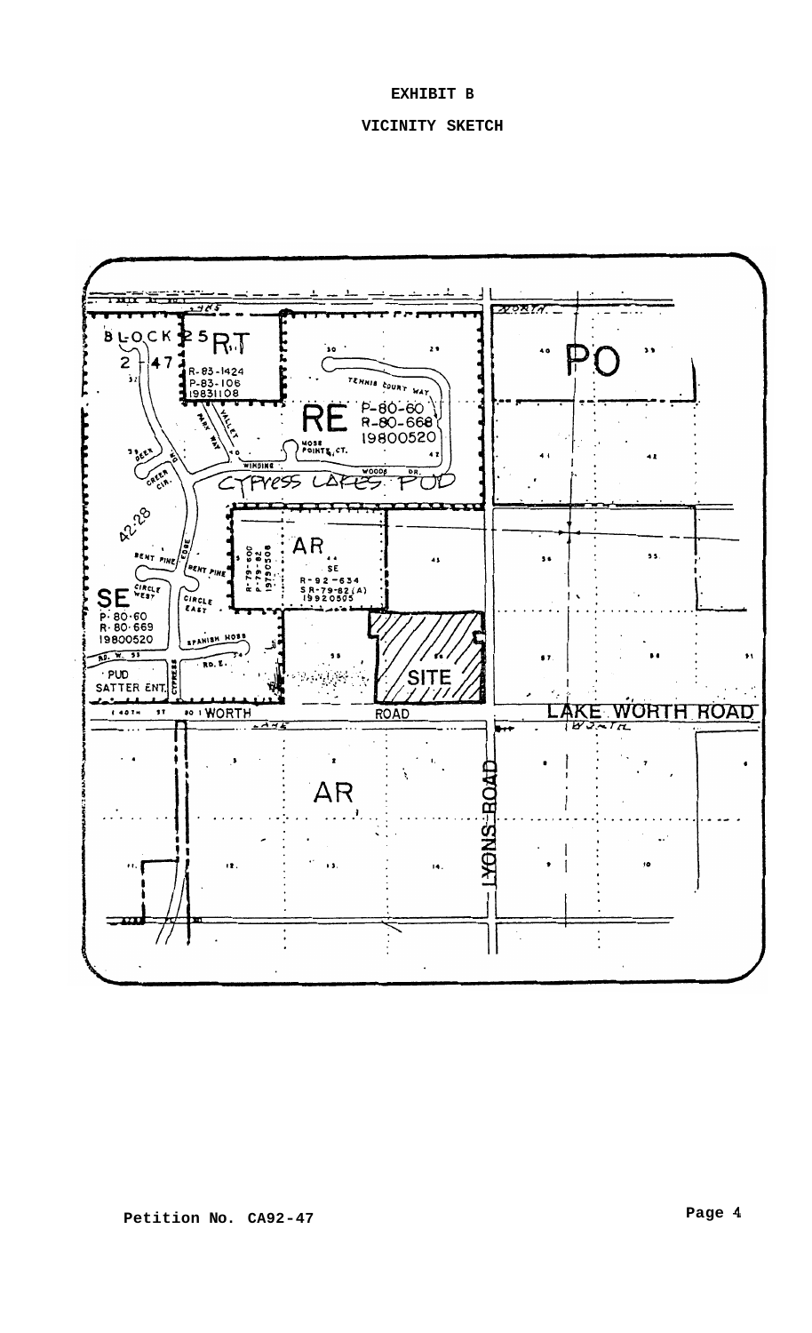# EXHIBIT B

## VICINITY SKETCH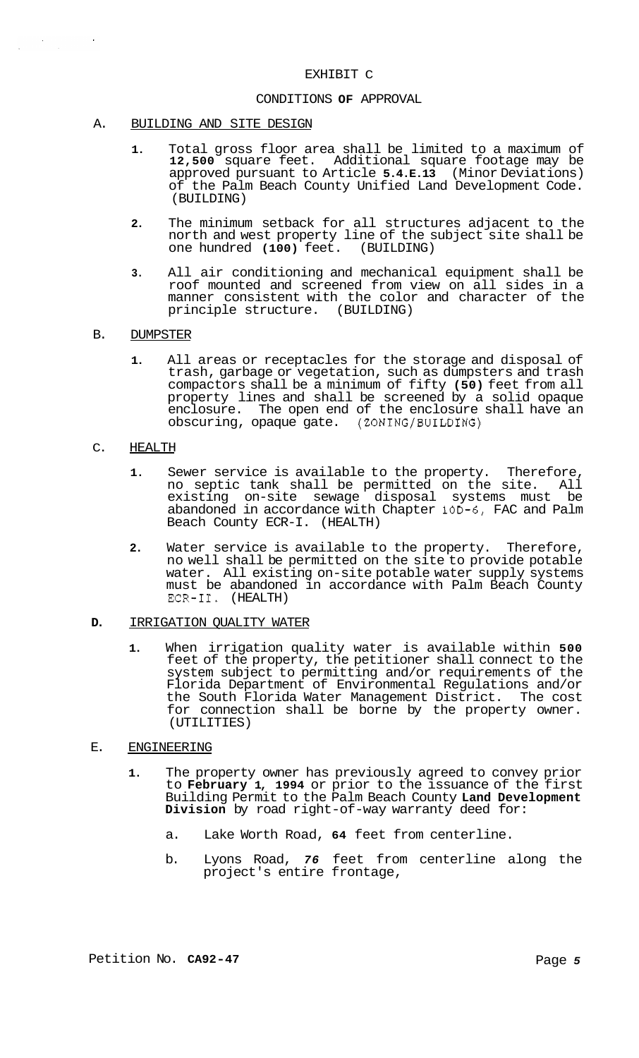# EXHIBIT C

## CONDITIONS OF APPROVAL

A. BUILDING AND SITE DESIGN

1. Total gross floor area shall be limited to a maximum of **12,500** square feet. Additional square footage may be approved pursuant to Article **5.4.E.13** (Minor Deviations) of the Palm Beach County Unified Land Development Code. (BUILDING)

2. The minimum setback for all structures adjacent to the north and west property line of the subject site shall be one hundred **(100)** feet. (BUILDING)

3. All air conditioning and mechanical equipment shall be roof mounted and screened from view on all sides in a manner consistent with the color and character of the principle structure. (BUILDING)

B. DUMPSTER

1. All areas or receptacles for the storage and disposal of trash, garbage or vegetation, such as dumpsters and trash compactors shall be a minimum of fifty **(50)** feet from all property lines and shall be screened by a solid opaque enclosure. The open end of the enclosure shall have an obscuring, opaque gate. (ZONING/BUILDING)

C. HEALTH

1. Sewer service is available to the property. Therefore, no septic tank shall be permitted on the site. All existing on-site sewage disposal systems must be abandoned in accordance with Chapter 10D-6, FAC and Palm Beach County ECR-I. (HEALTH)

2. Water service is available to the property. Therefore, no well shall be permitted on the site to provide potable water. All existing on-site potable water supply systems must be abandoned in accordance with Palm Beach County ECR-II. (HEALTH)

**D.** IRRIGATION QUALITY WATER

1. When irrigation quality water is available within **500** feet of the property, the petitioner shall connect to the system subject to permitting and/or requirements of the Florida Department of Environmental Regulations and/or the South Florida Water Management District. The cost for connection shall be borne by the property owner. (UTILITIES)

E. ENGINEERING

1. The property owner has previously agreed to convey prior to **February 1, 1994** or prior to the issuance of the first Building Permit to the Palm Beach County **Land Development Division** by road right-of-way warranty deed for:

   a. Lake Worth Road, **64** feet from centerline.

   b. Lyons Road, ***76*** feet from centerline along the project's entire frontage,

Petition No. **CA92-47**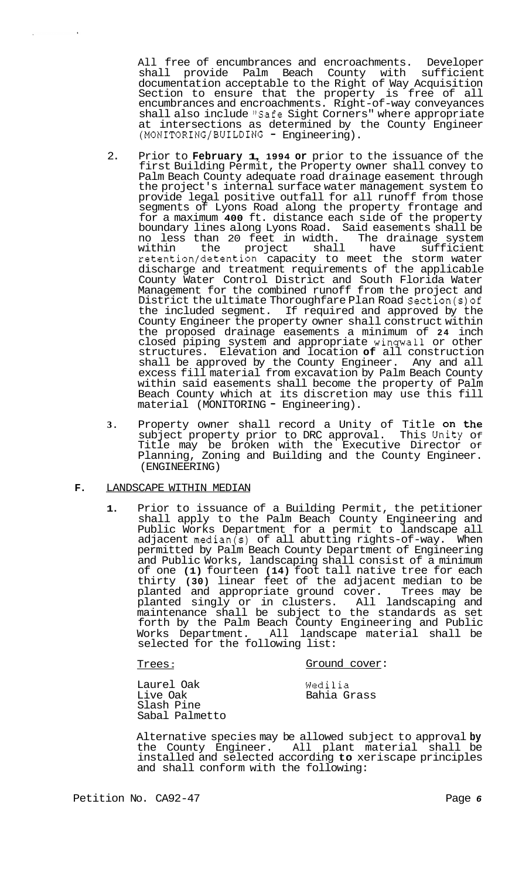All free of encumbrances and encroachments. Developer shall provide Palm Beach County with sufficient documentation acceptable to the Right of Way Acquisition Section to ensure that the property is free of all encumbrances and encroachments. Right-of-way conveyances shall also include "Safe Sight Corners" where appropriate at intersections as determined by the County Engineer (MONITORING/BUILDING - Engineering).

2. Prior to **February 1, 1994 or** prior to the issuance of the first Building Permit, the Property owner shall convey to Palm Beach County adequate road drainage easement through the project's internal surface water management system to provide legal positive outfall for all runoff from those segments of Lyons Road along the property frontage and for a maximum **400** ft. distance each side of the property boundary lines along Lyons Road. Said easements shall be no less than 20 feet in width. The drainage system within the project shall have sufficient retention/detention capacity to meet the storm water discharge and treatment requirements of the applicable County Water Control District and South Florida Water Management for the combined runoff from the project and District the ultimate Thoroughfare Plan Road Section(s) of the included segment. If required and approved by the County Engineer the property owner shall construct within the proposed drainage easements a minimum of **24** inch closed piping system and appropriate wingwall or other structures. Elevation and location **of** all construction shall be approved by the County Engineer. Any and all excess fill material from excavation by Palm Beach County within said easements shall become the property of Palm Beach County which at its discretion may use this fill material (MONITORING - Engineering).

3. Property owner shall record a Unity of Title **on the** subject property prior to DRC approval. This Unity of Title may be broken with the Executive Director of Planning, Zoning and Building and the County Engineer. (ENGINEERING)

**F.** LANDSCAPE WITHIN MEDIAN

1. Prior to issuance of a Building Permit, the petitioner shall apply to the Palm Beach County Engineering and Public Works Department for a permit to landscape all adjacent median(s) of all abutting rights-of-way. When permitted by Palm Beach County Department of Engineering and Public Works, landscaping shall consist of a minimum of one **(1)** fourteen **(14)** foot tall native tree for each thirty **(30)** linear feet of the adjacent median to be planted and appropriate ground cover. Trees may be planted singly or in clusters. All landscaping and maintenance shall be subject to the standards as set forth by the Palm Beach County Engineering and Public Works Department. All landscape material shall be selected for the following list:

| Trees: | Ground cover: |
|---|---|
| Laurel Oak | Wedilia |
| Live Oak | Bahia Grass |
| Slash Pine | |
| Sabal Palmetto | |

Alternative species may be allowed subject to approval **by** the County Engineer. All plant material shall be installed and selected according **to** xeriscape principles and shall conform with the following:

Petition No. CA92-47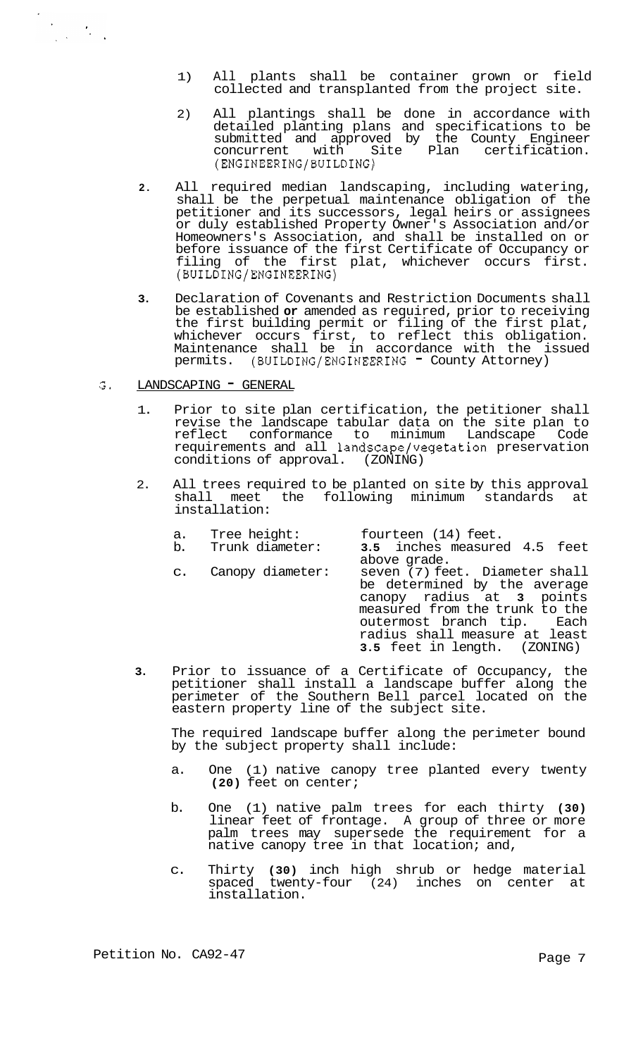1) All plants shall be container grown or field collected and transplanted from the project site.

2) All plantings shall be done in accordance with detailed planting plans and specifications to be submitted and approved by the County Engineer concurrent with Site Plan certification. (ENGINEERING/BUILDING)

2. All required median landscaping, including watering, shall be the perpetual maintenance obligation of the petitioner and its successors, legal heirs or assignees or duly established Property Owner's Association and/or Homeowners's Association, and shall be installed on or before issuance of the first Certificate of Occupancy or filing of the first plat, whichever occurs first. (BUILDING/ENGINEERING)

3. Declaration of Covenants and Restriction Documents shall be established or amended as required, prior to receiving the first building permit or filing of the first plat, whichever occurs first, to reflect this obligation. Maintenance shall be in accordance with the issued permits. (BUILDING/ENGINEERING - County Attorney)

G. LANDSCAPING - GENERAL

1. Prior to site plan certification, the petitioner shall revise the landscape tabular data on the site plan to reflect conformance to minimum Landscape Code requirements and all landscape/vegetation preservation conditions of approval. (ZONING)

2. All trees required to be planted on site by this approval shall meet the following minimum standards at installation:

   a. Tree height: fourteen (14) feet.
   b. Trunk diameter: 3.5 inches measured 4.5 feet above grade.
   c. Canopy diameter: seven (7) feet. Diameter shall be determined by the average canopy radius at 3 points measured from the trunk to the outermost branch tip. Each radius shall measure at least 3.5 feet in length. (ZONING)

3. Prior to issuance of a Certificate of Occupancy, the petitioner shall install a landscape buffer along the perimeter of the Southern Bell parcel located on the eastern property line of the subject site.

   The required landscape buffer along the perimeter bound by the subject property shall include:

   a. One (1) native canopy tree planted every twenty (20) feet on center;

   b. One (1) native palm trees for each thirty (30) linear feet of frontage. A group of three or more palm trees may supersede the requirement for a native canopy tree in that location; and,

   c. Thirty (30) inch high shrub or hedge material spaced twenty-four (24) inches on center at installation.

Petition No. CA92-47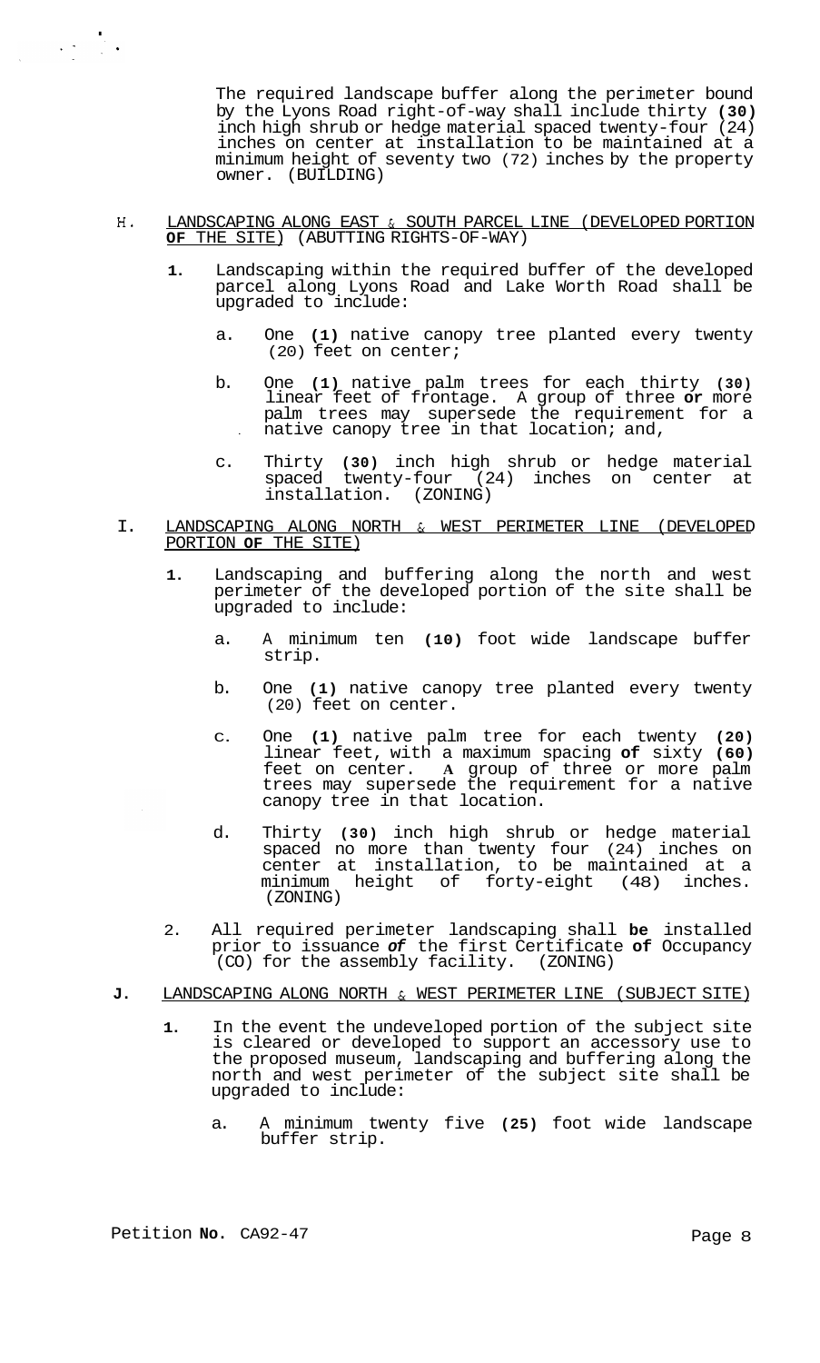The required landscape buffer along the perimeter bound by the Lyons Road right-of-way shall include thirty **(30)** inch high shrub or hedge material spaced twenty-four (24) inches on center at installation to be maintained at a minimum height of seventy two (72) inches by the property owner. (BUILDING)

H. <u>LANDSCAPING ALONG EAST & SOUTH PARCEL LINE (DEVELOPED PORTION **OF** THE SITE)</u> (ABUTTING RIGHTS-OF-WAY)

1. Landscaping within the required buffer of the developed parcel along Lyons Road and Lake Worth Road shall be upgraded to include:

   a. One **(1)** native canopy tree planted every twenty (20) feet on center;

   b. One **(1)** native palm trees for each thirty **(30)** linear feet of frontage. A group of three **or** more palm trees may supersede the requirement for a native canopy tree in that location; and,

   c. Thirty **(30)** inch high shrub or hedge material spaced twenty-four (24) inches on center at installation. (ZONING)

I. <u>LANDSCAPING ALONG NORTH & WEST PERIMETER LINE (DEVELOPED PORTION **OF** THE SITE)</u>

1. Landscaping and buffering along the north and west perimeter of the developed portion of the site shall be upgraded to include:

   a. A minimum ten **(10)** foot wide landscape buffer strip.

   b. One **(1)** native canopy tree planted every twenty (20) feet on center.

   c. One **(1)** native palm tree for each twenty **(20)** linear feet, with a maximum spacing **of** sixty **(60)** feet on center. **A** group of three or more palm trees may supersede the requirement for a native canopy tree in that location.

   d. Thirty **(30)** inch high shrub or hedge material spaced no more than twenty four (24) inches on center at installation, to be maintained at a minimum height of forty-eight (48) inches. (ZONING)

2. All required perimeter landscaping shall **be** installed prior to issuance ***of*** the first Certificate **of** Occupancy (CO) for the assembly facility. (ZONING)

**J.** <u>LANDSCAPING ALONG NORTH & WEST PERIMETER LINE (SUBJECT SITE)</u>

1. In the event the undeveloped portion of the subject site is cleared or developed to support an accessory use to the proposed museum, landscaping and buffering along the north and west perimeter of the subject site shall be upgraded to include:

   a. A minimum twenty five **(25)** foot wide landscape buffer strip.

Petition **No.** CA92-47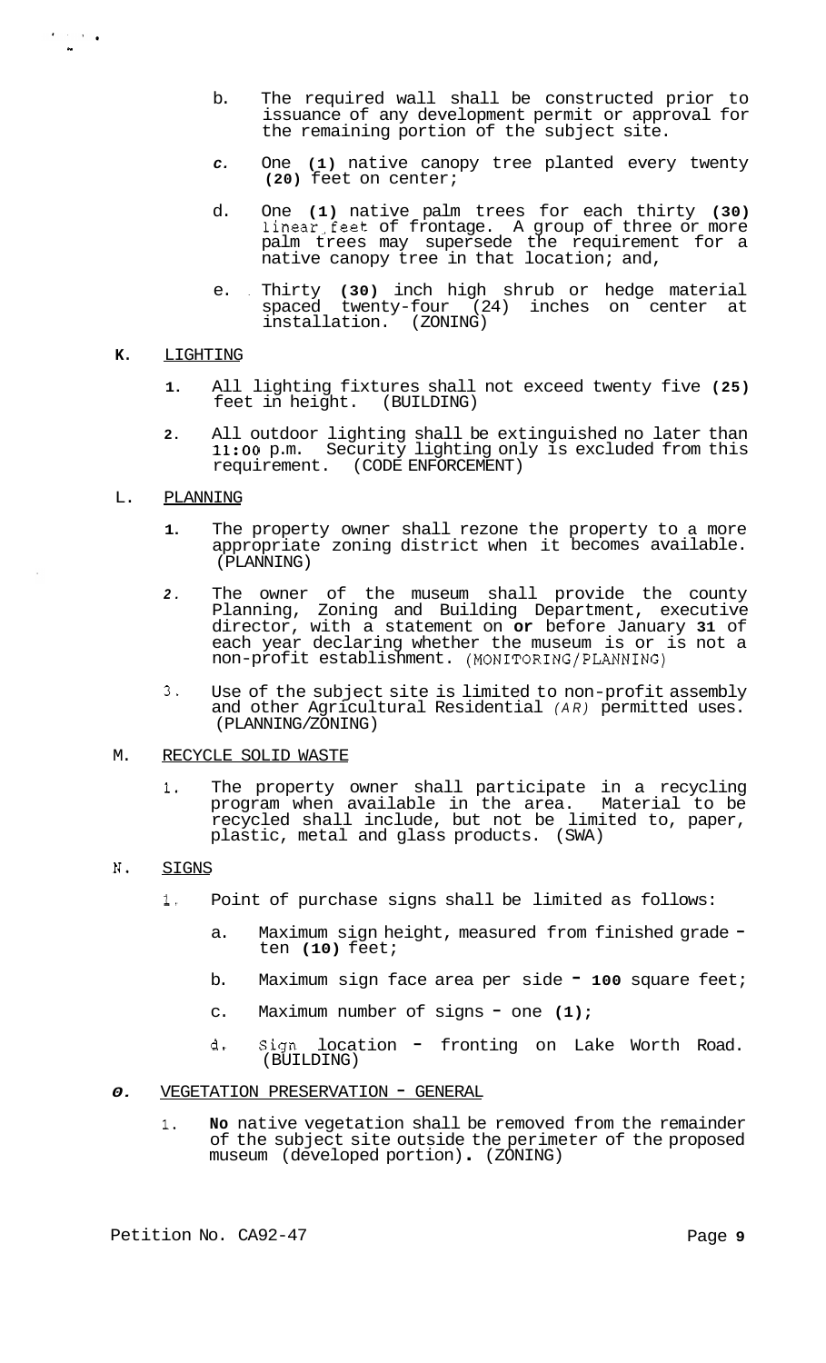b. The required wall shall be constructed prior to issuance of any development permit or approval for the remaining portion of the subject site.

c. One **(1)** native canopy tree planted every twenty **(20)** feet on center;

d. One **(1)** native palm trees for each thirty **(30)** linear feet of frontage. A group of three or more palm trees may supersede the requirement for a native canopy tree in that location; and,

e. Thirty **(30)** inch high shrub or hedge material spaced twenty-four (24) inches on center at installation. (ZONING)

**K.** LIGHTING

**1.** All lighting fixtures shall not exceed twenty five **(25)** feet in height. (BUILDING)

**2.** All outdoor lighting shall be extinguished no later than **11:00** p.m. Security lighting only is excluded from this requirement. (CODE ENFORCEMENT)

L. PLANNING

**1.** The property owner shall rezone the property to a more appropriate zoning district when it becomes available. (PLANNING)

*2.* The owner of the museum shall provide the county Planning, Zoning and Building Department, executive director, with a statement on **or** before January **31** of each year declaring whether the museum is or is not a non-profit establishment. (MONITORING/PLANNING)

3. Use of the subject site is limited to non-profit assembly and other Agricultural Residential *(AR)* permitted uses. (PLANNING/ZONING)

M. RECYCLE SOLID WASTE

1. The property owner shall participate in a recycling program when available in the area. Material to be recycled shall include, but not be limited to, paper, plastic, metal and glass products. (SWA)

N. SIGNS

1. Point of purchase signs shall be limited as follows:

a. Maximum sign height, measured from finished grade - ten **(10)** feet;

b. Maximum sign face area per side - **100** square feet;

c. Maximum number of signs - one **(1)**;

d. Sign location - fronting on Lake Worth Road. (BUILDING)

*O.* VEGETATION PRESERVATION - GENERAL

1. **No** native vegetation shall be removed from the remainder of the subject site outside the perimeter of the proposed museum (developed portion)**.** (ZONING)

Petition No. CA92-47